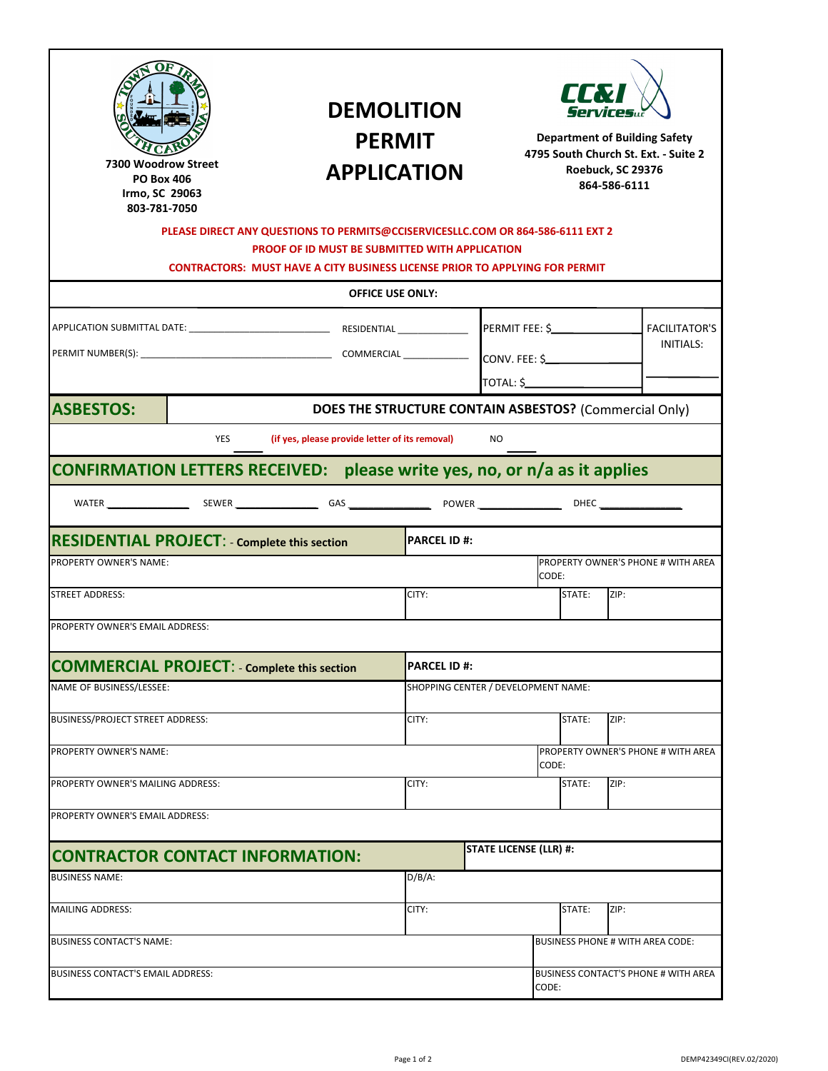7300 Woodrow Street
PO Box 406
Irmo, SC 29063
803-781-7050

# DEMOLITION PERMIT APPLICATION

**Department of Building Safety**
**4795 South Church St. Ext. - Suite 2**
**Roebuck, SC 29376**
**864-586-6111**

**PLEASE DIRECT ANY QUESTIONS TO PERMITS@CCISERVICESLLC.COM OR 864-586-6111 EXT 2**

**PROOF OF ID MUST BE SUBMITTED WITH APPLICATION**

**CONTRACTORS: MUST HAVE A CITY BUSINESS LICENSE PRIOR TO APPLYING FOR PERMIT**

**OFFICE USE ONLY:**

| | | | |
|---|---|---|---|
| APPLICATION SUBMITTAL DATE: ______________ | RESIDENTIAL ________ | PERMIT FEE: $________ | FACILITATOR'S INITIALS: |
| PERMIT NUMBER(S): ______________ | COMMERCIAL ________ | CONV. FEE: $________ | ________ |
| | | TOTAL: $________ | |

## ASBESTOS:

**DOES THE STRUCTURE CONTAIN ASBESTOS?** (Commercial Only)

YES ____ (if yes, please provide letter of its removal) NO ____

## CONFIRMATION LETTERS RECEIVED: please write yes, no, or n/a as it applies

WATER ________ SEWER ________ GAS ________ POWER ________ DHEC ________

## RESIDENTIAL PROJECT: - Complete this section

| | | | | |
|---|---|---|---|---|
| | **PARCEL ID #:** | | | |
| PROPERTY OWNER'S NAME: | | PROPERTY OWNER'S PHONE # WITH AREA CODE: | | |
| STREET ADDRESS: | CITY: | | STATE: | ZIP: |
| PROPERTY OWNER'S EMAIL ADDRESS: | | | | |

## COMMERCIAL PROJECT: - Complete this section

| | | | | |
|---|---|---|---|---|
| | **PARCEL ID #:** | | | |
| NAME OF BUSINESS/LESSEE: | SHOPPING CENTER / DEVELOPMENT NAME: | | | |
| BUSINESS/PROJECT STREET ADDRESS: | CITY: | | STATE: | ZIP: |
| PROPERTY OWNER'S NAME: | | PROPERTY OWNER'S PHONE # WITH AREA CODE: | | |
| PROPERTY OWNER'S MAILING ADDRESS: | CITY: | | STATE: | ZIP: |
| PROPERTY OWNER'S EMAIL ADDRESS: | | | | |

## CONTRACTOR CONTACT INFORMATION:

| | | | | |
|---|---|---|---|---|
| | **STATE LICENSE (LLR) #:** | | | |
| BUSINESS NAME: | D/B/A: | | | |
| MAILING ADDRESS: | CITY: | | STATE: | ZIP: |
| BUSINESS CONTACT'S NAME: | | BUSINESS PHONE # WITH AREA CODE: | | |
| BUSINESS CONTACT'S EMAIL ADDRESS: | | BUSINESS CONTACT'S PHONE # WITH AREA CODE: | | |

DEMP42349CI(REV.02/2020)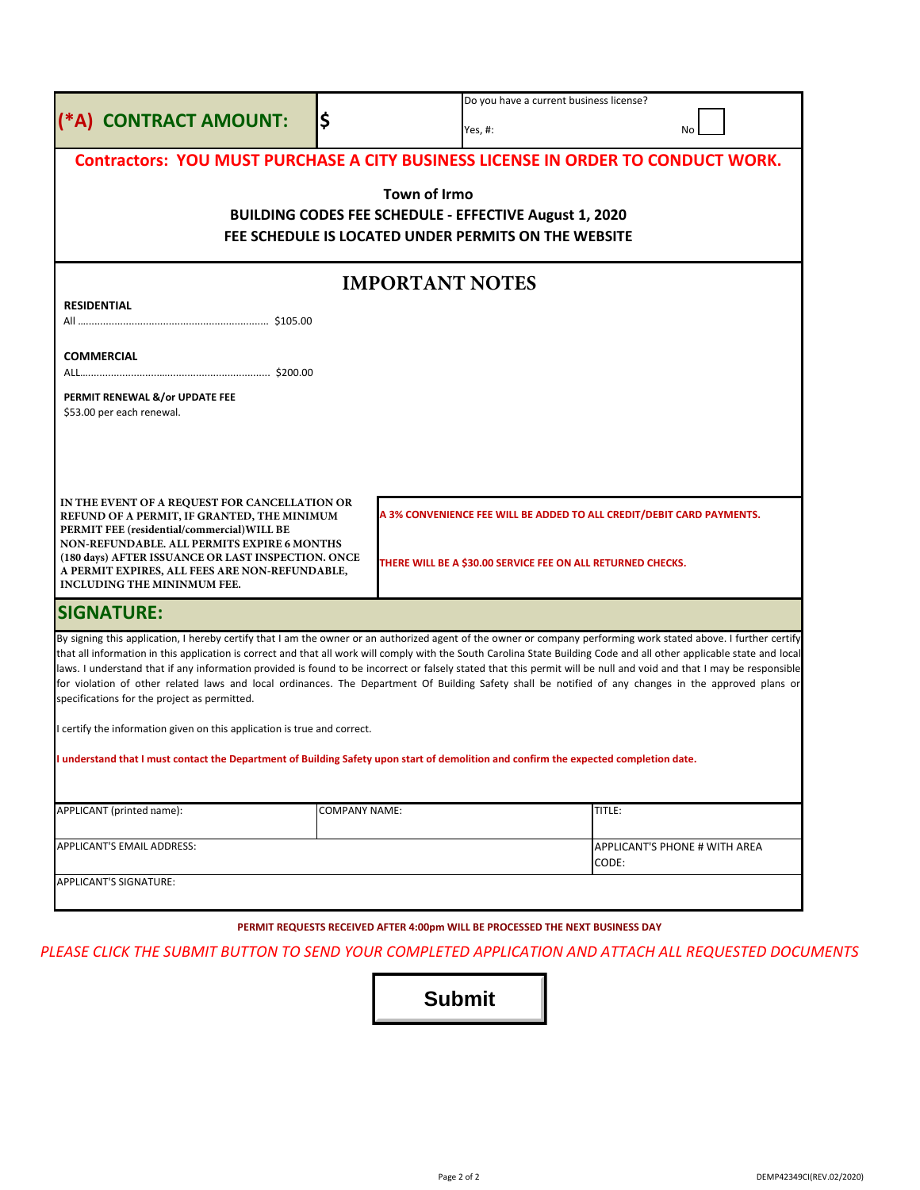| | | |
|---|---|---|
| **(*A) CONTRACT AMOUNT:** | $ | Do you have a current business license?<br>Yes, #: No ☐ |

**Contractors: YOU MUST PURCHASE A CITY BUSINESS LICENSE IN ORDER TO CONDUCT WORK.**

**Town of Irmo**

**BUILDING CODES FEE SCHEDULE - EFFECTIVE August 1, 2020**

**FEE SCHEDULE IS LOCATED UNDER PERMITS ON THE WEBSITE**

## IMPORTANT NOTES

**RESIDENTIAL**

All ................................................................. $105.00

**COMMERCIAL**

ALL................................................................. $200.00

**PERMIT RENEWAL &/or UPDATE FEE**

$53.00 per each renewal.

**IN THE EVENT OF A REQUEST FOR CANCELLATION OR REFUND OF A PERMIT, IF GRANTED, THE MINIMUM PERMIT FEE (residential/commercial) WILL BE NON-REFUNDABLE. ALL PERMITS EXPIRE 6 MONTHS (180 days) AFTER ISSUANCE OR LAST INSPECTION. ONCE A PERMIT EXPIRES, ALL FEES ARE NON-REFUNDABLE, INCLUDING THE MININMUM FEE.**

**A 3% CONVENIENCE FEE WILL BE ADDED TO ALL CREDIT/DEBIT CARD PAYMENTS.**

**THERE WILL BE A $30.00 SERVICE FEE ON ALL RETURNED CHECKS.**

## SIGNATURE:

By signing this application, I hereby certify that I am the owner or an authorized agent of the owner or company performing work stated above. I further certify that all information in this application is correct and that all work will comply with the South Carolina State Building Code and all other applicable state and local laws. I understand that if any information provided is found to be incorrect or falsely stated that this permit will be null and void and that I may be responsible for violation of other related laws and local ordinances. The Department Of Building Safety shall be notified of any changes in the approved plans or specifications for the project as permitted.

I certify the information given on this application is true and correct.

**I understand that I must contact the Department of Building Safety upon start of demolition and confirm the expected completion date.**

| | | |
|---|---|---|
| APPLICANT (printed name): | COMPANY NAME: | TITLE: |
| APPLICANT'S EMAIL ADDRESS: | | APPLICANT'S PHONE # WITH AREA CODE: |
| APPLICANT'S SIGNATURE: | | |

**PERMIT REQUESTS RECEIVED AFTER 4:00pm WILL BE PROCESSED THE NEXT BUSINESS DAY**

*PLEASE CLICK THE SUBMIT BUTTON TO SEND YOUR COMPLETED APPLICATION AND ATTACH ALL REQUESTED DOCUMENTS*

**Submit**

DEMP42349CI(REV.02/2020)